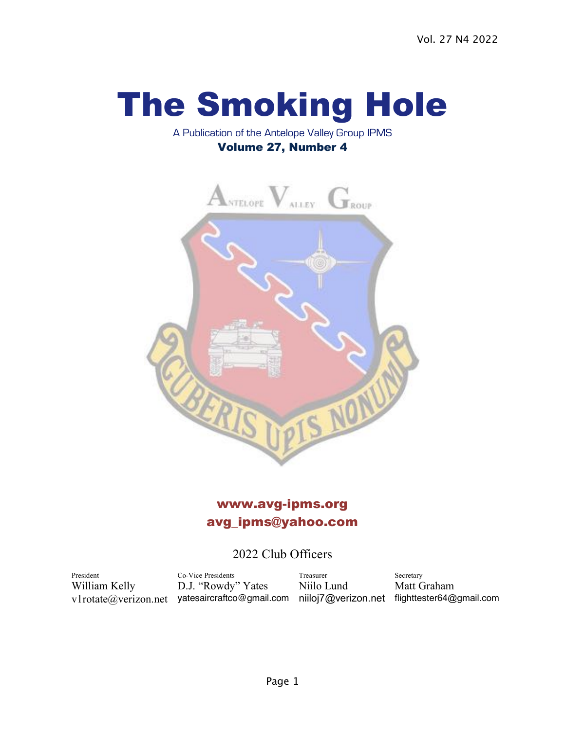Vol. 27 N4 2022

# The Smoking Hole

A Publication of the Antelope Valley Group IPMS

**Volume 27, Number 4**

**www.avg-ipms.org**

**avg_ipms@yahoo.com**

2022 Club Officers

| President | Co-Vice Presidents | Treasurer | Secretary |
|---|---|---|---|
| William Kelly | D.J. "Rowdy" Yates | Niilo Lund | Matt Graham |
| v1rotate@verizon.net | yatesaircraftco@gmail.com | niiloj7@verizon.net | flighttester64@gmail.com |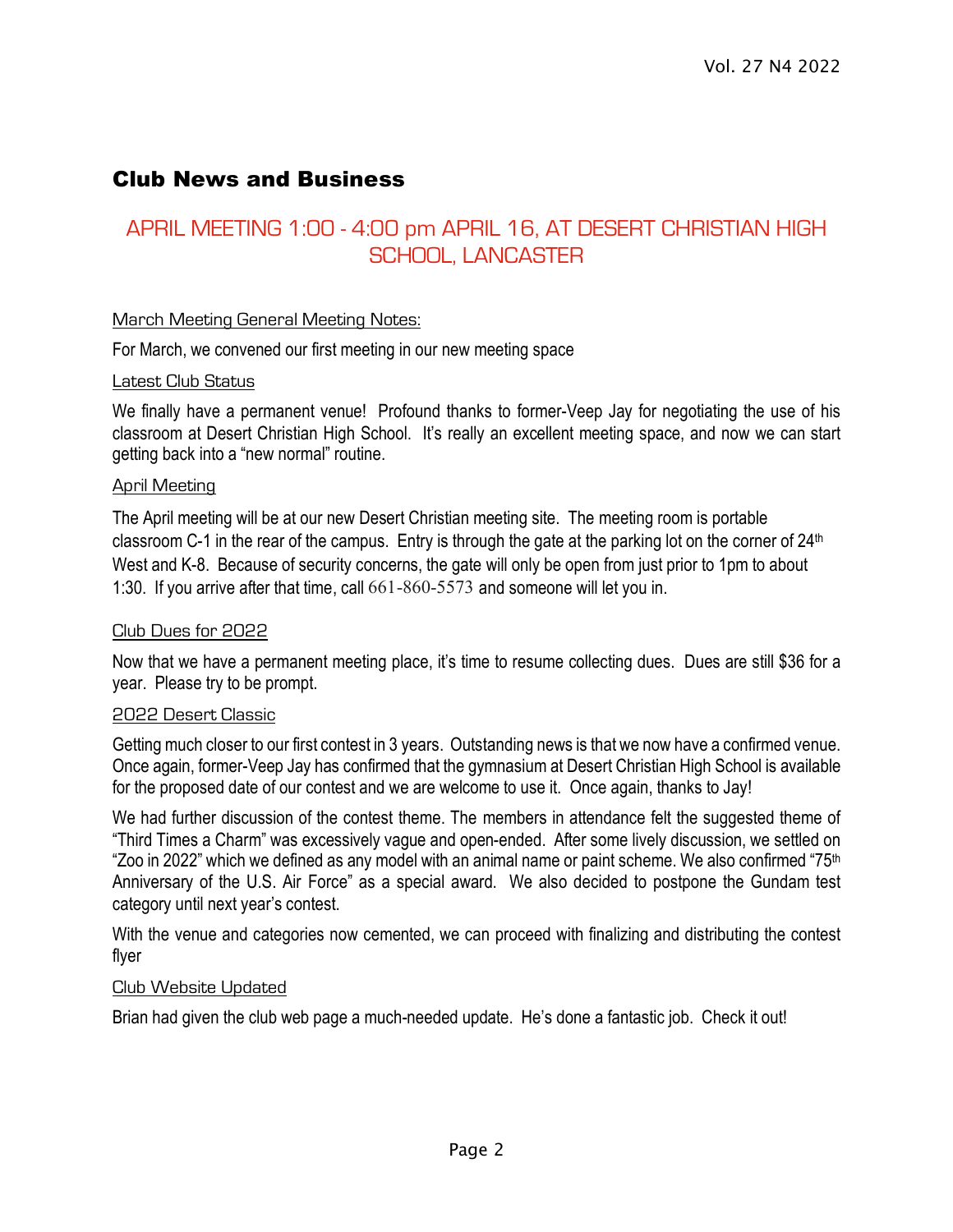# Club News and Business

## APRIL MEETING 1:00 - 4:00 pm APRIL 16, AT DESERT CHRISTIAN HIGH SCHOOL, LANCASTER

March Meeting General Meeting Notes:

For March, we convened our first meeting in our new meeting space

Latest Club Status

We finally have a permanent venue! Profound thanks to former-Veep Jay for negotiating the use of his classroom at Desert Christian High School. It's really an excellent meeting space, and now we can start getting back into a "new normal" routine.

April Meeting

The April meeting will be at our new Desert Christian meeting site. The meeting room is portable classroom C-1 in the rear of the campus. Entry is through the gate at the parking lot on the corner of 24th West and K-8. Because of security concerns, the gate will only be open from just prior to 1pm to about 1:30. If you arrive after that time, call 661-860-5573 and someone will let you in.

Club Dues for 2022

Now that we have a permanent meeting place, it's time to resume collecting dues. Dues are still $36 for a year. Please try to be prompt.

2022 Desert Classic

Getting much closer to our first contest in 3 years. Outstanding news is that we now have a confirmed venue. Once again, former-Veep Jay has confirmed that the gymnasium at Desert Christian High School is available for the proposed date of our contest and we are welcome to use it. Once again, thanks to Jay!

We had further discussion of the contest theme. The members in attendance felt the suggested theme of "Third Times a Charm" was excessively vague and open-ended. After some lively discussion, we settled on "Zoo in 2022" which we defined as any model with an animal name or paint scheme. We also confirmed "75th Anniversary of the U.S. Air Force" as a special award. We also decided to postpone the Gundam test category until next year's contest.

With the venue and categories now cemented, we can proceed with finalizing and distributing the contest flyer

Club Website Updated

Brian had given the club web page a much-needed update. He's done a fantastic job. Check it out!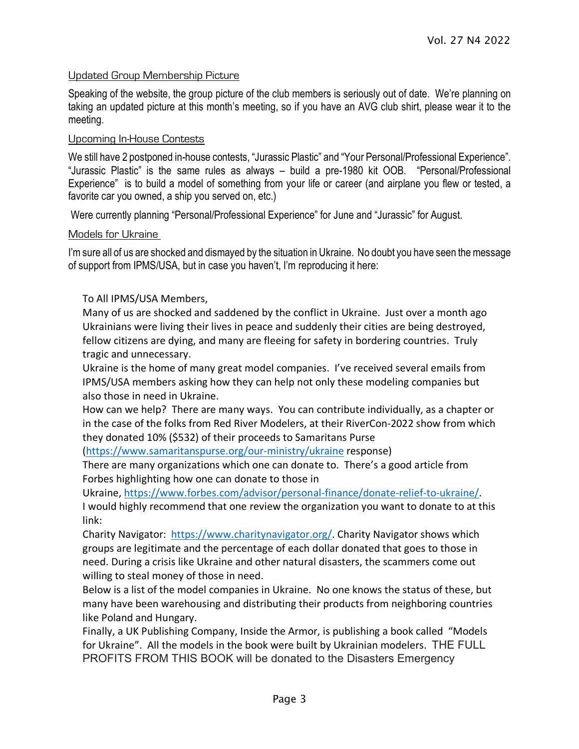## Updated Group Membership Picture

Speaking of the website, the group picture of the club members is seriously out of date. We're planning on taking an updated picture at this month's meeting, so if you have an AVG club shirt, please wear it to the meeting.

## Upcoming In-House Contests

We still have 2 postponed in-house contests, "Jurassic Plastic" and "Your Personal/Professional Experience". "Jurassic Plastic" is the same rules as always – build a pre-1980 kit OOB. "Personal/Professional Experience" is to build a model of something from your life or career (and airplane you flew or tested, a favorite car you owned, a ship you served on, etc.)

Were currently planning "Personal/Professional Experience" for June and "Jurassic" for August.

## Models for Ukraine

I'm sure all of us are shocked and dismayed by the situation in Ukraine. No doubt you have seen the message of support from IPMS/USA, but in case you haven't, I'm reproducing it here:

> To All IPMS/USA Members,
>
> Many of us are shocked and saddened by the conflict in Ukraine. Just over a month ago Ukrainians were living their lives in peace and suddenly their cities are being destroyed, fellow citizens are dying, and many are fleeing for safety in bordering countries. Truly tragic and unnecessary.
>
> Ukraine is the home of many great model companies. I've received several emails from IPMS/USA members asking how they can help not only these modeling companies but also those in need in Ukraine.
>
> How can we help? There are many ways. You can contribute individually, as a chapter or in the case of the folks from Red River Modelers, at their RiverCon-2022 show from which they donated 10% ($532) of their proceeds to Samaritans Purse (https://www.samaritanspurse.org/our-ministry/ukraine response)
>
> There are many organizations which one can donate to. There's a good article from Forbes highlighting how one can donate to those in Ukraine, https://www.forbes.com/advisor/personal-finance/donate-relief-to-ukraine/.
>
> I would highly recommend that one review the organization you want to donate to at this link:
>
> Charity Navigator: https://www.charitynavigator.org/. Charity Navigator shows which groups are legitimate and the percentage of each dollar donated that goes to those in need. During a crisis like Ukraine and other natural disasters, the scammers come out willing to steal money of those in need.
>
> Below is a list of the model companies in Ukraine. No one knows the status of these, but many have been warehousing and distributing their products from neighboring countries like Poland and Hungary.
>
> Finally, a UK Publishing Company, Inside the Armor, is publishing a book called "Models for Ukraine". All the models in the book were built by Ukrainian modelers. THE FULL PROFITS FROM THIS BOOK will be donated to the Disasters Emergency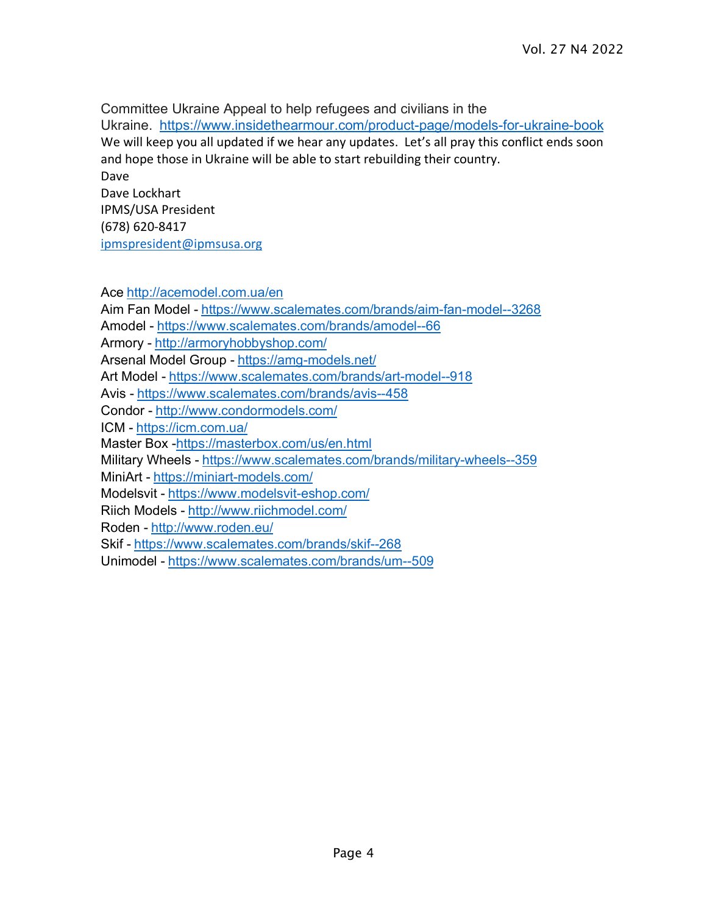Committee Ukraine Appeal to help refugees and civilians in the Ukraine. https://www.insidethearmour.com/product-page/models-for-ukraine-book

We will keep you all updated if we hear any updates. Let's all pray this conflict ends soon and hope those in Ukraine will be able to start rebuilding their country.

Dave

Dave Lockhart
IPMS/USA President
(678) 620-8417
ipmspresident@ipmsusa.org

Ace http://acemodel.com.ua/en
Aim Fan Model - https://www.scalemates.com/brands/aim-fan-model--3268
Amodel - https://www.scalemates.com/brands/amodel--66
Armory - http://armoryhobbyshop.com/
Arsenal Model Group - https://amg-models.net/
Art Model - https://www.scalemates.com/brands/art-model--918
Avis - https://www.scalemates.com/brands/avis--458
Condor - http://www.condormodels.com/
ICM - https://icm.com.ua/
Master Box -https://masterbox.com/us/en.html
Military Wheels - https://www.scalemates.com/brands/military-wheels--359
MiniArt - https://miniart-models.com/
Modelsvit - https://www.modelsvit-eshop.com/
Riich Models - http://www.riichmodel.com/
Roden - http://www.roden.eu/
Skif - https://www.scalemates.com/brands/skif--268
Unimodel - https://www.scalemates.com/brands/um--509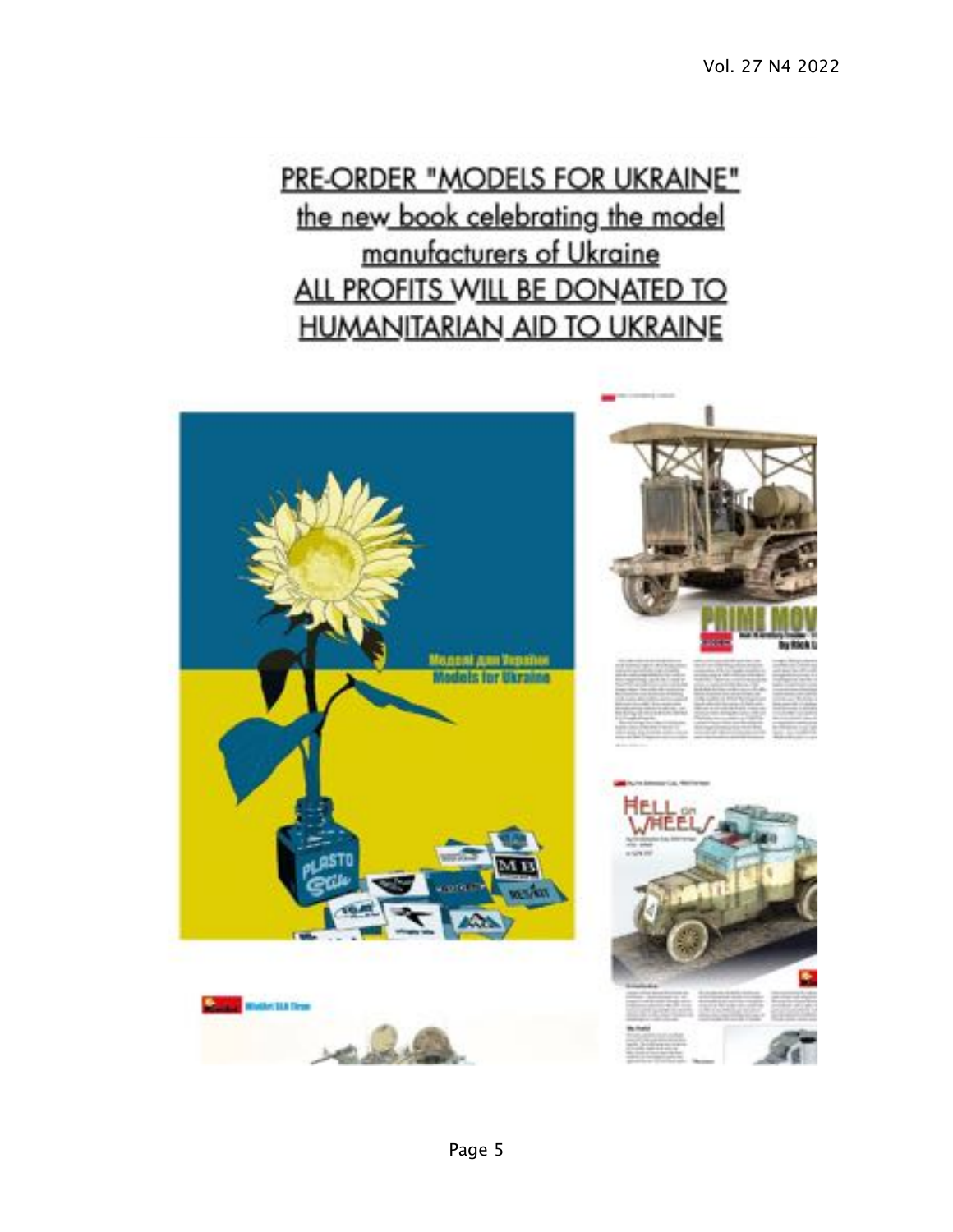PRE-ORDER "MODELS FOR UKRAINE"
the new book celebrating the model manufacturers of Ukraine
ALL PROFITS WILL BE DONATED TO HUMANITARIAN AID TO UKRAINE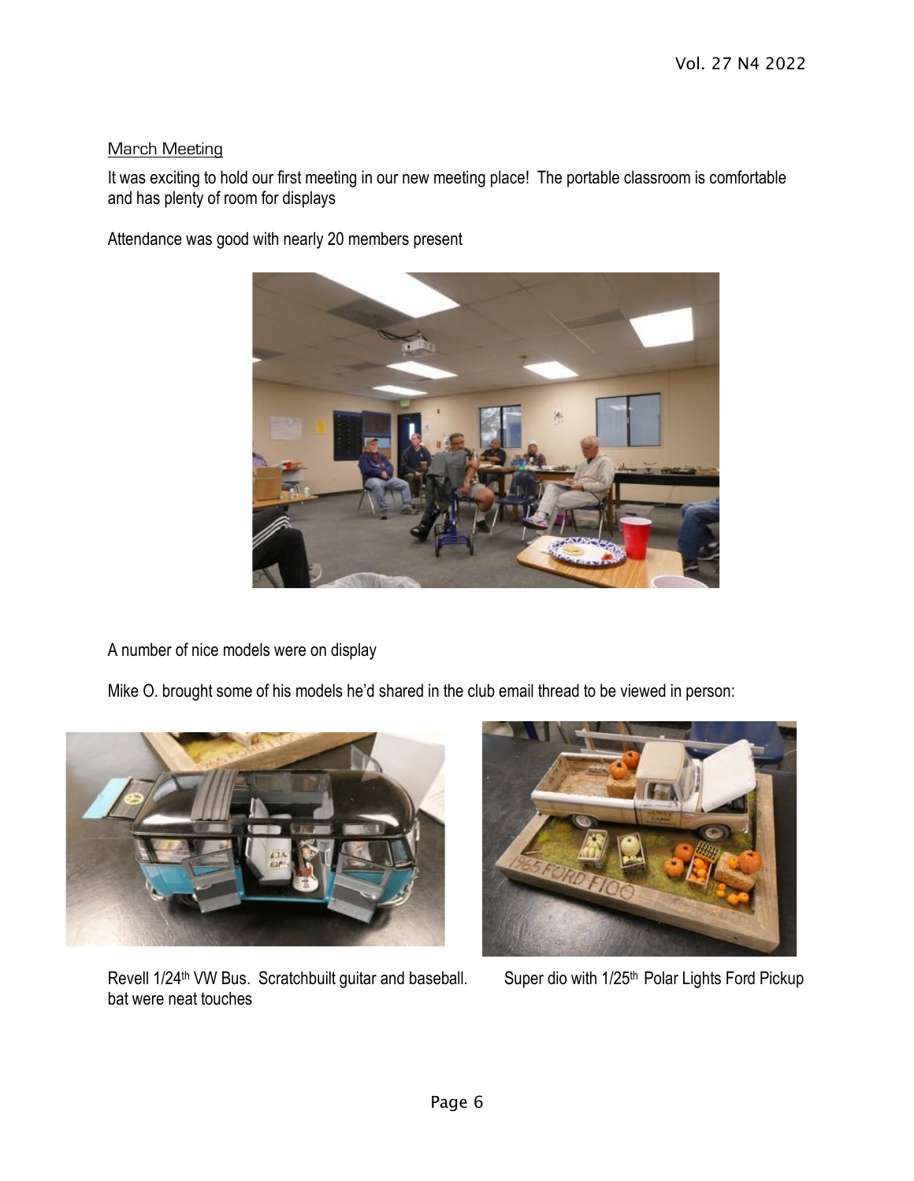## March Meeting

It was exciting to hold our first meeting in our new meeting place! The portable classroom is comfortable and has plenty of room for displays

Attendance was good with nearly 20 members present

A number of nice models were on display

Mike O. brought some of his models he'd shared in the club email thread to be viewed in person:

Revell 1/24th VW Bus. Scratchbuilt guitar and baseball. bat were neat touches

Super dio with 1/25th Polar Lights Ford Pickup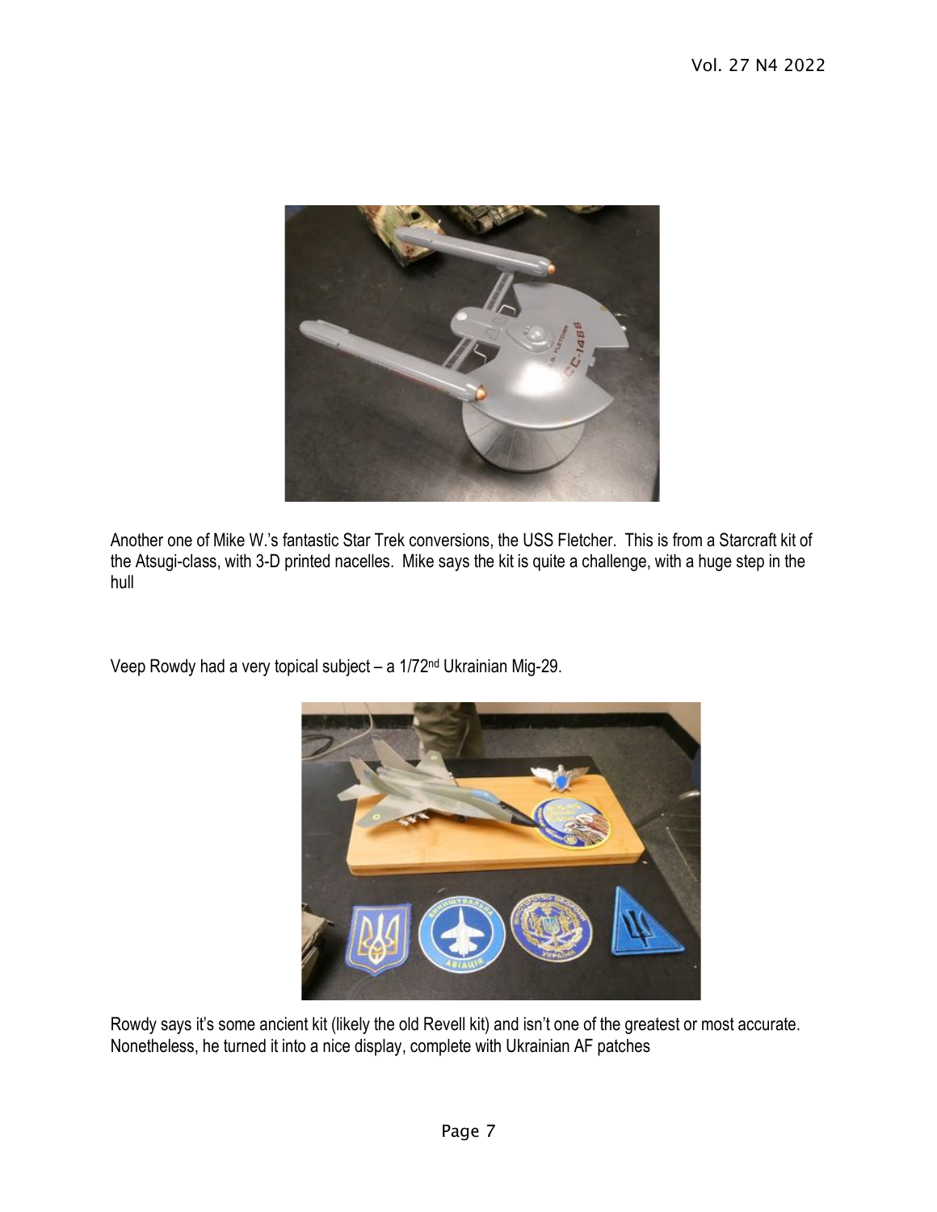Another one of Mike W.'s fantastic Star Trek conversions, the USS Fletcher. This is from a Starcraft kit of the Atsugi-class, with 3-D printed nacelles. Mike says the kit is quite a challenge, with a huge step in the hull

Veep Rowdy had a very topical subject – a 1/72nd Ukrainian Mig-29.

Rowdy says it's some ancient kit (likely the old Revell kit) and isn't one of the greatest or most accurate. Nonetheless, he turned it into a nice display, complete with Ukrainian AF patches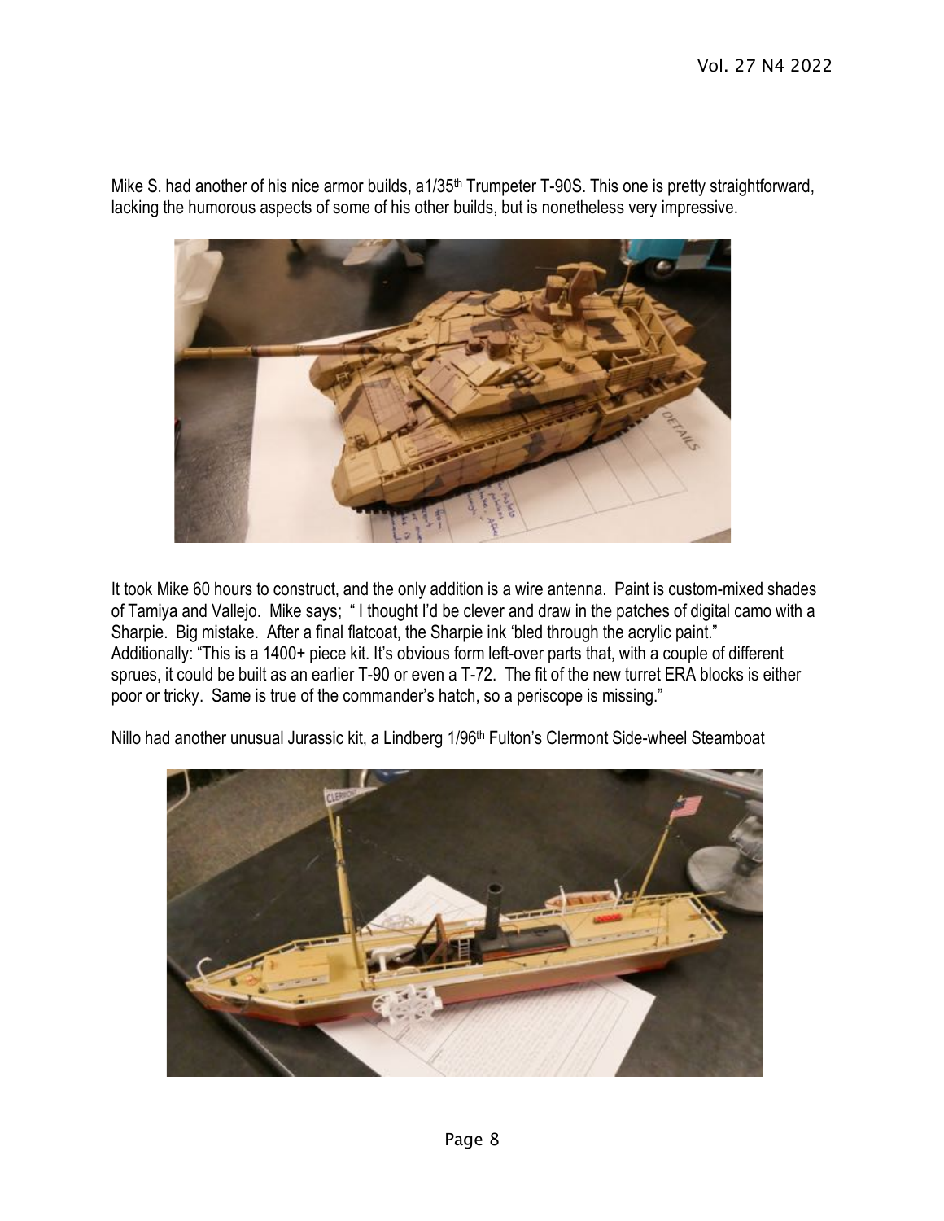Mike S. had another of his nice armor builds, a1/35th Trumpeter T-90S. This one is pretty straightforward, lacking the humorous aspects of some of his other builds, but is nonetheless very impressive.

It took Mike 60 hours to construct, and the only addition is a wire antenna. Paint is custom-mixed shades of Tamiya and Vallejo. Mike says; " I thought I'd be clever and draw in the patches of digital camo with a Sharpie. Big mistake. After a final flatcoat, the Sharpie ink 'bled through the acrylic paint."
Additionally: "This is a 1400+ piece kit. It's obvious form left-over parts that, with a couple of different sprues, it could be built as an earlier T-90 or even a T-72. The fit of the new turret ERA blocks is either poor or tricky. Same is true of the commander's hatch, so a periscope is missing."

Nillo had another unusual Jurassic kit, a Lindberg 1/96th Fulton's Clermont Side-wheel Steamboat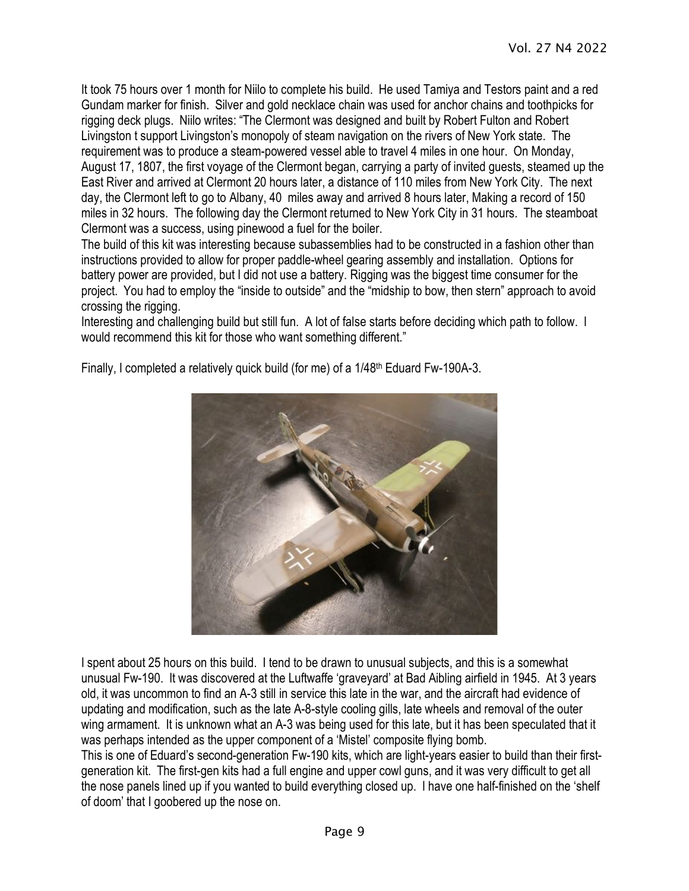It took 75 hours over 1 month for Niilo to complete his build. He used Tamiya and Testors paint and a red Gundam marker for finish. Silver and gold necklace chain was used for anchor chains and toothpicks for rigging deck plugs. Niilo writes: "The Clermont was designed and built by Robert Fulton and Robert Livingston t support Livingston's monopoly of steam navigation on the rivers of New York state. The requirement was to produce a steam-powered vessel able to travel 4 miles in one hour. On Monday, August 17, 1807, the first voyage of the Clermont began, carrying a party of invited guests, steamed up the East River and arrived at Clermont 20 hours later, a distance of 110 miles from New York City. The next day, the Clermont left to go to Albany, 40 miles away and arrived 8 hours later, Making a record of 150 miles in 32 hours. The following day the Clermont returned to New York City in 31 hours. The steamboat Clermont was a success, using pinewood a fuel for the boiler.

The build of this kit was interesting because subassemblies had to be constructed in a fashion other than instructions provided to allow for proper paddle-wheel gearing assembly and installation. Options for battery power are provided, but I did not use a battery. Rigging was the biggest time consumer for the project. You had to employ the "inside to outside" and the "midship to bow, then stern" approach to avoid crossing the rigging.

Interesting and challenging build but still fun. A lot of false starts before deciding which path to follow. I would recommend this kit for those who want something different."

Finally, I completed a relatively quick build (for me) of a 1/48th Eduard Fw-190A-3.

I spent about 25 hours on this build. I tend to be drawn to unusual subjects, and this is a somewhat unusual Fw-190. It was discovered at the Luftwaffe 'graveyard' at Bad Aibling airfield in 1945. At 3 years old, it was uncommon to find an A-3 still in service this late in the war, and the aircraft had evidence of updating and modification, such as the late A-8-style cooling gills, late wheels and removal of the outer wing armament. It is unknown what an A-3 was being used for this late, but it has been speculated that it was perhaps intended as the upper component of a 'Mistel' composite flying bomb.

This is one of Eduard's second-generation Fw-190 kits, which are light-years easier to build than their first-generation kit. The first-gen kits had a full engine and upper cowl guns, and it was very difficult to get all the nose panels lined up if you wanted to build everything closed up. I have one half-finished on the 'shelf of doom' that I goobered up the nose on.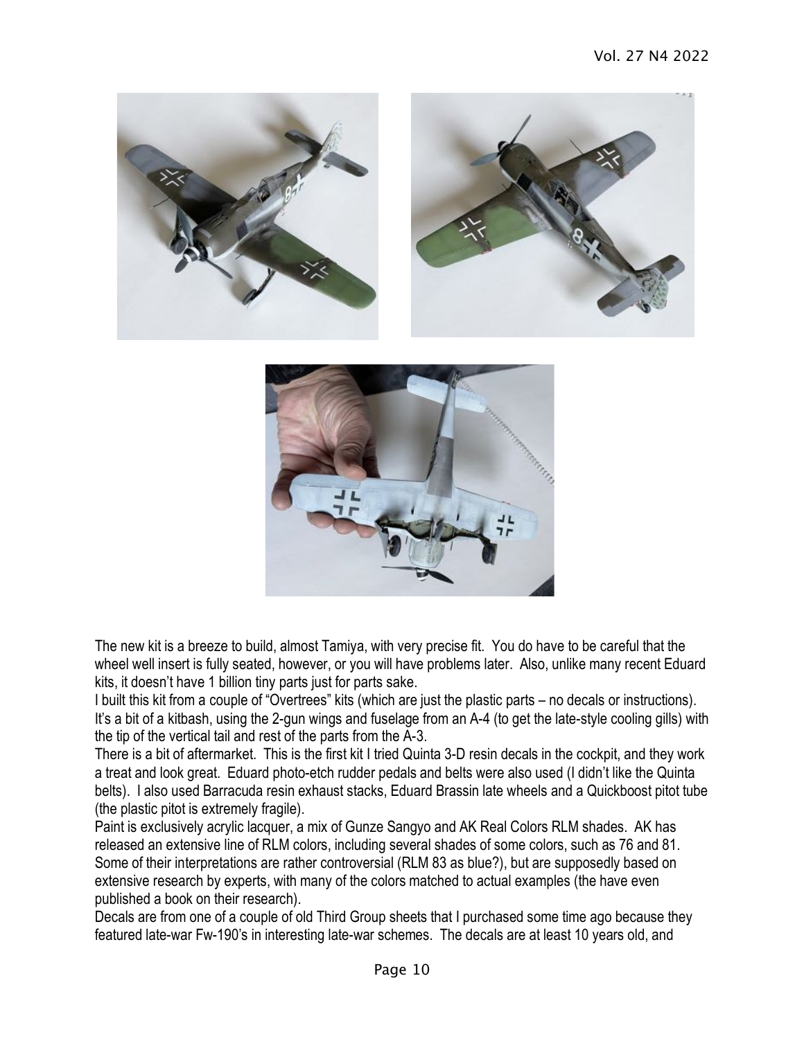The new kit is a breeze to build, almost Tamiya, with very precise fit. You do have to be careful that the wheel well insert is fully seated, however, or you will have problems later. Also, unlike many recent Eduard kits, it doesn't have 1 billion tiny parts just for parts sake.

I built this kit from a couple of "Overtrees" kits (which are just the plastic parts – no decals or instructions). It's a bit of a kitbash, using the 2-gun wings and fuselage from an A-4 (to get the late-style cooling gills) with the tip of the vertical tail and rest of the parts from the A-3.

There is a bit of aftermarket. This is the first kit I tried Quinta 3-D resin decals in the cockpit, and they work a treat and look great. Eduard photo-etch rudder pedals and belts were also used (I didn't like the Quinta belts). I also used Barracuda resin exhaust stacks, Eduard Brassin late wheels and a Quickboost pitot tube (the plastic pitot is extremely fragile).

Paint is exclusively acrylic lacquer, a mix of Gunze Sangyo and AK Real Colors RLM shades. AK has released an extensive line of RLM colors, including several shades of some colors, such as 76 and 81. Some of their interpretations are rather controversial (RLM 83 as blue?), but are supposedly based on extensive research by experts, with many of the colors matched to actual examples (the have even published a book on their research).

Decals are from one of a couple of old Third Group sheets that I purchased some time ago because they featured late-war Fw-190's in interesting late-war schemes. The decals are at least 10 years old, and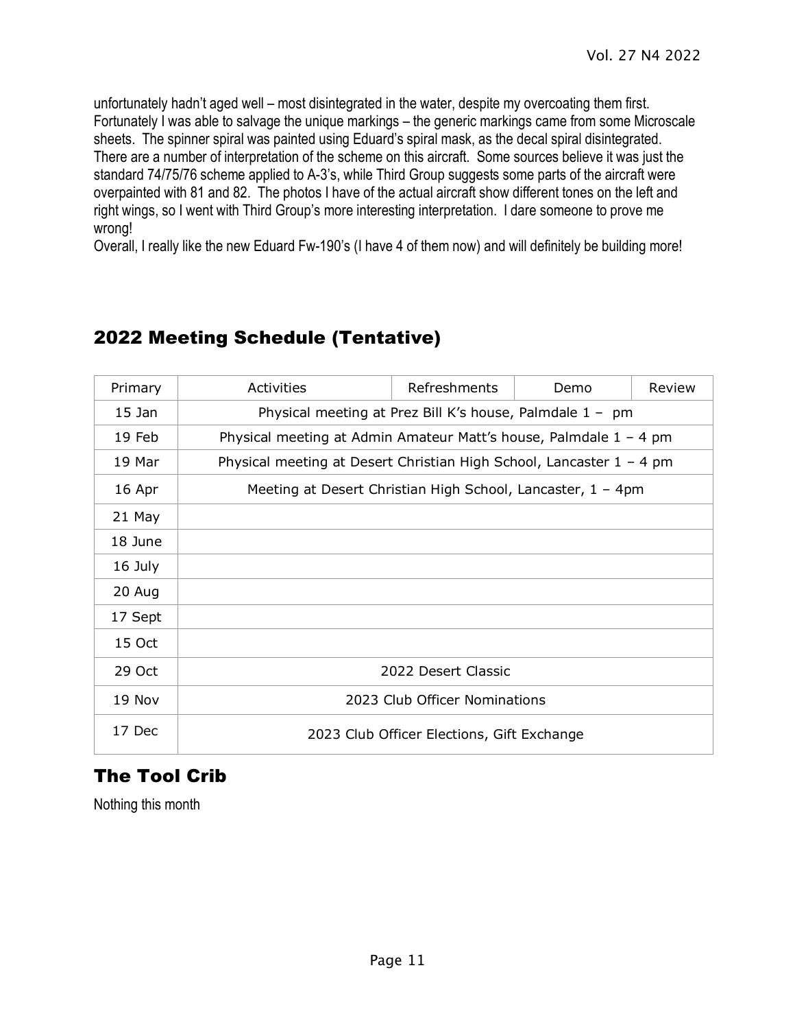unfortunately hadn't aged well – most disintegrated in the water, despite my overcoating them first. Fortunately I was able to salvage the unique markings – the generic markings came from some Microscale sheets. The spinner spiral was painted using Eduard's spiral mask, as the decal spiral disintegrated. There are a number of interpretation of the scheme on this aircraft. Some sources believe it was just the standard 74/75/76 scheme applied to A-3's, while Third Group suggests some parts of the aircraft were overpainted with 81 and 82. The photos I have of the actual aircraft show different tones on the left and right wings, so I went with Third Group's more interesting interpretation. I dare someone to prove me wrong!

Overall, I really like the new Eduard Fw-190's (I have 4 of them now) and will definitely be building more!

## 2022 Meeting Schedule (Tentative)

| Primary | Activities | Refreshments | Demo | Review |
|---|---|---|---|---|
| 15 Jan | Physical meeting at Prez Bill K's house, Palmdale 1 – pm | | | |
| 19 Feb | Physical meeting at Admin Amateur Matt's house, Palmdale 1 – 4 pm | | | |
| 19 Mar | Physical meeting at Desert Christian High School, Lancaster 1 – 4 pm | | | |
| 16 Apr | Meeting at Desert Christian High School, Lancaster, 1 – 4pm | | | |
| 21 May | | | | |
| 18 June | | | | |
| 16 July | | | | |
| 20 Aug | | | | |
| 17 Sept | | | | |
| 15 Oct | | | | |
| 29 Oct | 2022 Desert Classic | | | |
| 19 Nov | 2023 Club Officer Nominations | | | |
| 17 Dec | 2023 Club Officer Elections, Gift Exchange | | | |

## The Tool Crib

Nothing this month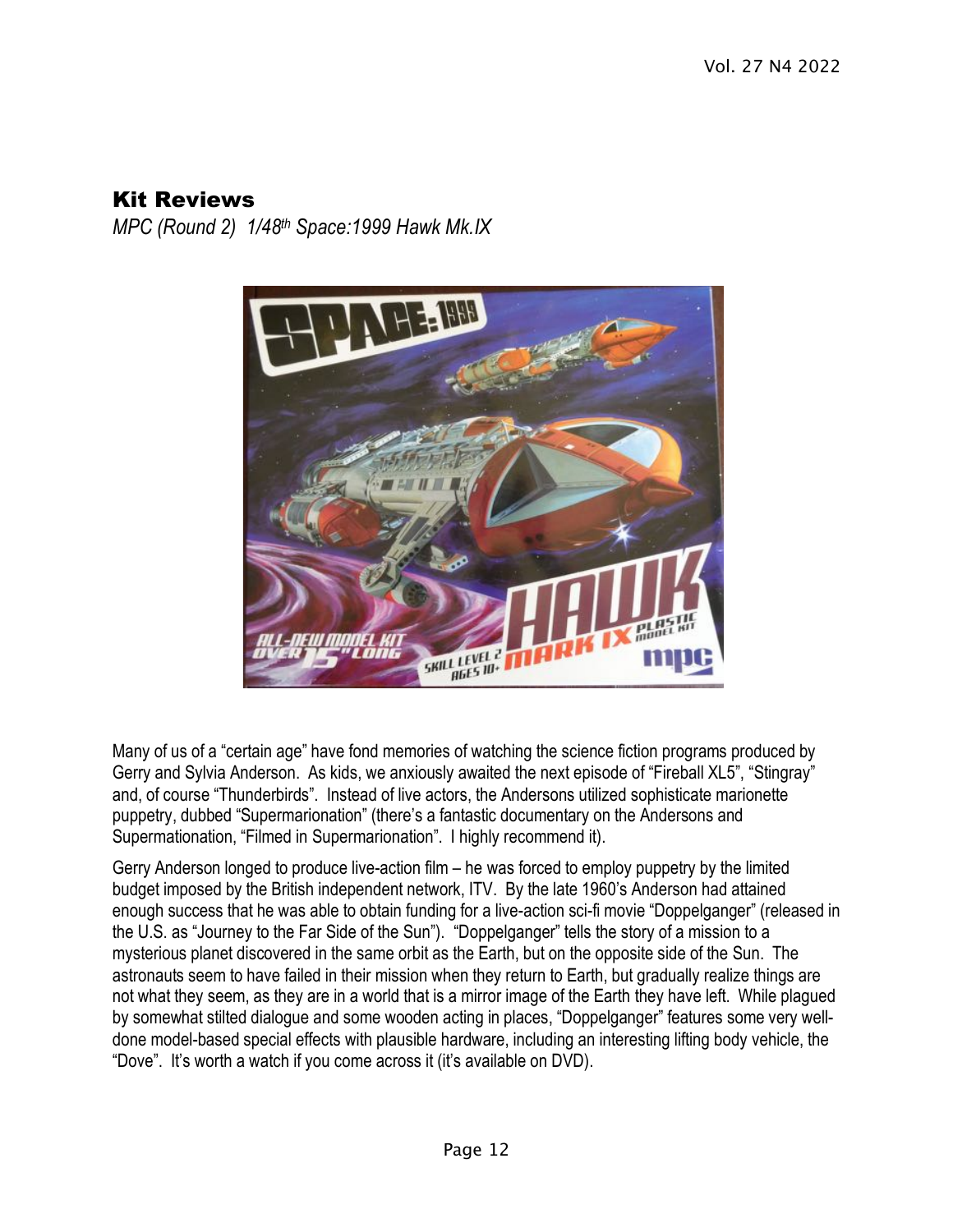## Kit Reviews

*MPC (Round 2) 1/48th Space:1999 Hawk Mk.IX*

Many of us of a "certain age" have fond memories of watching the science fiction programs produced by Gerry and Sylvia Anderson. As kids, we anxiously awaited the next episode of "Fireball XL5", "Stingray" and, of course "Thunderbirds". Instead of live actors, the Andersons utilized sophisticate marionette puppetry, dubbed "Supermarionation" (there's a fantastic documentary on the Andersons and Supermationation, "Filmed in Supermarionation". I highly recommend it).

Gerry Anderson longed to produce live-action film – he was forced to employ puppetry by the limited budget imposed by the British independent network, ITV. By the late 1960's Anderson had attained enough success that he was able to obtain funding for a live-action sci-fi movie "Doppelganger" (released in the U.S. as "Journey to the Far Side of the Sun"). "Doppelganger" tells the story of a mission to a mysterious planet discovered in the same orbit as the Earth, but on the opposite side of the Sun. The astronauts seem to have failed in their mission when they return to Earth, but gradually realize things are not what they seem, as they are in a world that is a mirror image of the Earth they have left. While plagued by somewhat stilted dialogue and some wooden acting in places, "Doppelganger" features some very well-done model-based special effects with plausible hardware, including an interesting lifting body vehicle, the "Dove". It's worth a watch if you come across it (it's available on DVD).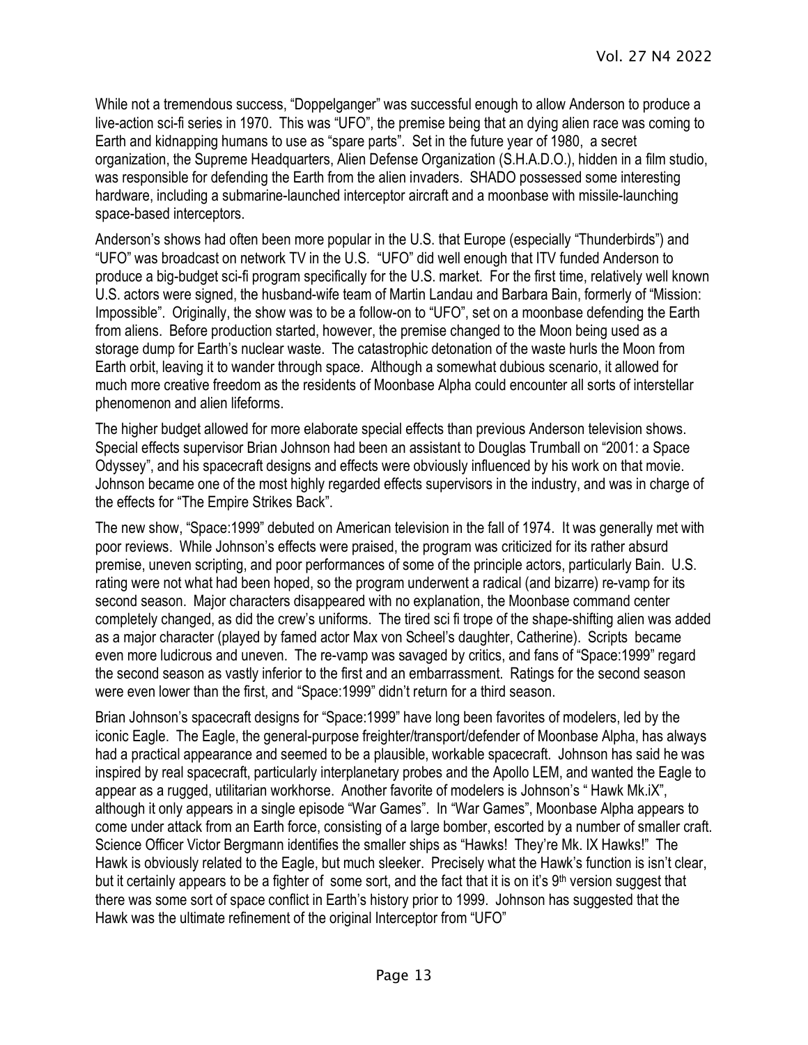While not a tremendous success, "Doppelganger" was successful enough to allow Anderson to produce a live-action sci-fi series in 1970. This was "UFO", the premise being that an dying alien race was coming to Earth and kidnapping humans to use as "spare parts". Set in the future year of 1980, a secret organization, the Supreme Headquarters, Alien Defense Organization (S.H.A.D.O.), hidden in a film studio, was responsible for defending the Earth from the alien invaders. SHADO possessed some interesting hardware, including a submarine-launched interceptor aircraft and a moonbase with missile-launching space-based interceptors.

Anderson's shows had often been more popular in the U.S. that Europe (especially "Thunderbirds") and "UFO" was broadcast on network TV in the U.S. "UFO" did well enough that ITV funded Anderson to produce a big-budget sci-fi program specifically for the U.S. market. For the first time, relatively well known U.S. actors were signed, the husband-wife team of Martin Landau and Barbara Bain, formerly of "Mission: Impossible". Originally, the show was to be a follow-on to "UFO", set on a moonbase defending the Earth from aliens. Before production started, however, the premise changed to the Moon being used as a storage dump for Earth's nuclear waste. The catastrophic detonation of the waste hurls the Moon from Earth orbit, leaving it to wander through space. Although a somewhat dubious scenario, it allowed for much more creative freedom as the residents of Moonbase Alpha could encounter all sorts of interstellar phenomenon and alien lifeforms.

The higher budget allowed for more elaborate special effects than previous Anderson television shows. Special effects supervisor Brian Johnson had been an assistant to Douglas Trumball on "2001: a Space Odyssey", and his spacecraft designs and effects were obviously influenced by his work on that movie. Johnson became one of the most highly regarded effects supervisors in the industry, and was in charge of the effects for "The Empire Strikes Back".

The new show, "Space:1999" debuted on American television in the fall of 1974. It was generally met with poor reviews. While Johnson's effects were praised, the program was criticized for its rather absurd premise, uneven scripting, and poor performances of some of the principle actors, particularly Bain. U.S. rating were not what had been hoped, so the program underwent a radical (and bizarre) re-vamp for its second season. Major characters disappeared with no explanation, the Moonbase command center completely changed, as did the crew's uniforms. The tired sci fi trope of the shape-shifting alien was added as a major character (played by famed actor Max von Scheel's daughter, Catherine). Scripts became even more ludicrous and uneven. The re-vamp was savaged by critics, and fans of "Space:1999" regard the second season as vastly inferior to the first and an embarrassment. Ratings for the second season were even lower than the first, and "Space:1999" didn't return for a third season.

Brian Johnson's spacecraft designs for "Space:1999" have long been favorites of modelers, led by the iconic Eagle. The Eagle, the general-purpose freighter/transport/defender of Moonbase Alpha, has always had a practical appearance and seemed to be a plausible, workable spacecraft. Johnson has said he was inspired by real spacecraft, particularly interplanetary probes and the Apollo LEM, and wanted the Eagle to appear as a rugged, utilitarian workhorse. Another favorite of modelers is Johnson's " Hawk Mk.iX", although it only appears in a single episode "War Games". In "War Games", Moonbase Alpha appears to come under attack from an Earth force, consisting of a large bomber, escorted by a number of smaller craft. Science Officer Victor Bergmann identifies the smaller ships as "Hawks! They're Mk. IX Hawks!" The Hawk is obviously related to the Eagle, but much sleeker. Precisely what the Hawk's function is isn't clear, but it certainly appears to be a fighter of some sort, and the fact that it is on it's 9th version suggest that there was some sort of space conflict in Earth's history prior to 1999. Johnson has suggested that the Hawk was the ultimate refinement of the original Interceptor from "UFO"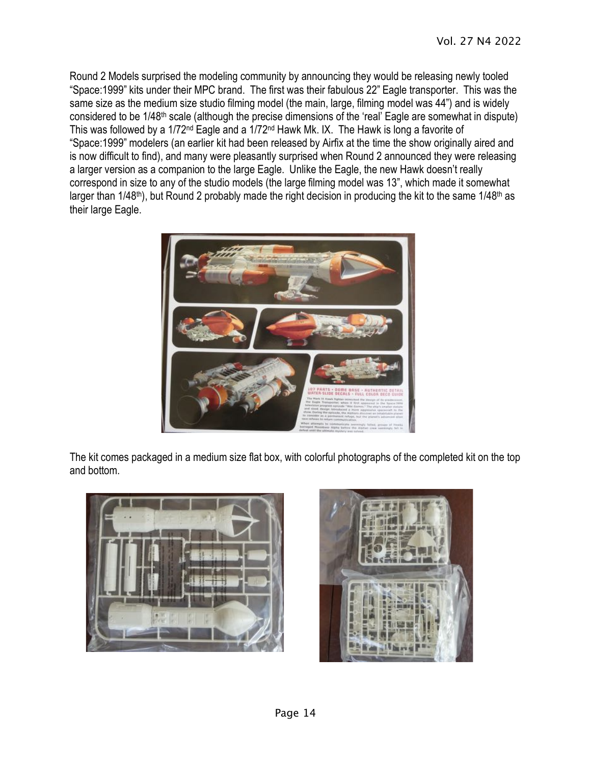Round 2 Models surprised the modeling community by announcing they would be releasing newly tooled "Space:1999" kits under their MPC brand. The first was their fabulous 22" Eagle transporter. This was the same size as the medium size studio filming model (the main, large, filming model was 44") and is widely considered to be 1/48th scale (although the precise dimensions of the 'real' Eagle are somewhat in dispute) This was followed by a 1/72nd Eagle and a 1/72nd Hawk Mk. IX. The Hawk is long a favorite of "Space:1999" modelers (an earlier kit had been released by Airfix at the time the show originally aired and is now difficult to find), and many were pleasantly surprised when Round 2 announced they were releasing a larger version as a companion to the large Eagle. Unlike the Eagle, the new Hawk doesn't really correspond in size to any of the studio models (the large filming model was 13", which made it somewhat larger than 1/48th), but Round 2 probably made the right decision in producing the kit to the same 1/48th as their large Eagle.

The kit comes packaged in a medium size flat box, with colorful photographs of the completed kit on the top and bottom.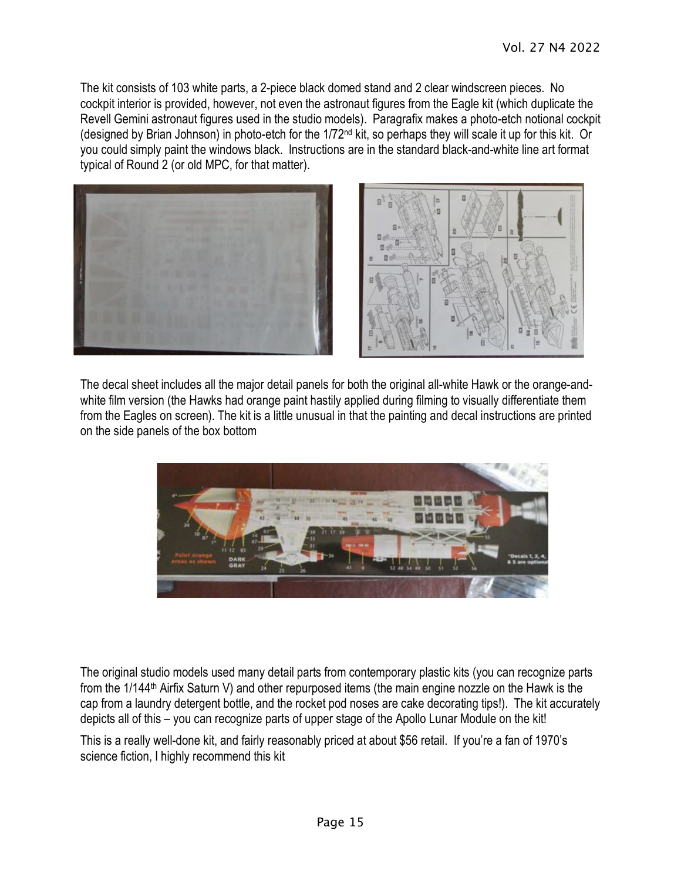The kit consists of 103 white parts, a 2-piece black domed stand and 2 clear windscreen pieces. No cockpit interior is provided, however, not even the astronaut figures from the Eagle kit (which duplicate the Revell Gemini astronaut figures used in the studio models). Paragrafix makes a photo-etch notional cockpit (designed by Brian Johnson) in photo-etch for the 1/72nd kit, so perhaps they will scale it up for this kit. Or you could simply paint the windows black. Instructions are in the standard black-and-white line art format typical of Round 2 (or old MPC, for that matter).

The decal sheet includes all the major detail panels for both the original all-white Hawk or the orange-and-white film version (the Hawks had orange paint hastily applied during filming to visually differentiate them from the Eagles on screen). The kit is a little unusual in that the painting and decal instructions are printed on the side panels of the box bottom

The original studio models used many detail parts from contemporary plastic kits (you can recognize parts from the 1/144th Airfix Saturn V) and other repurposed items (the main engine nozzle on the Hawk is the cap from a laundry detergent bottle, and the rocket pod noses are cake decorating tips!). The kit accurately depicts all of this – you can recognize parts of upper stage of the Apollo Lunar Module on the kit!

This is a really well-done kit, and fairly reasonably priced at about $56 retail. If you're a fan of 1970's science fiction, I highly recommend this kit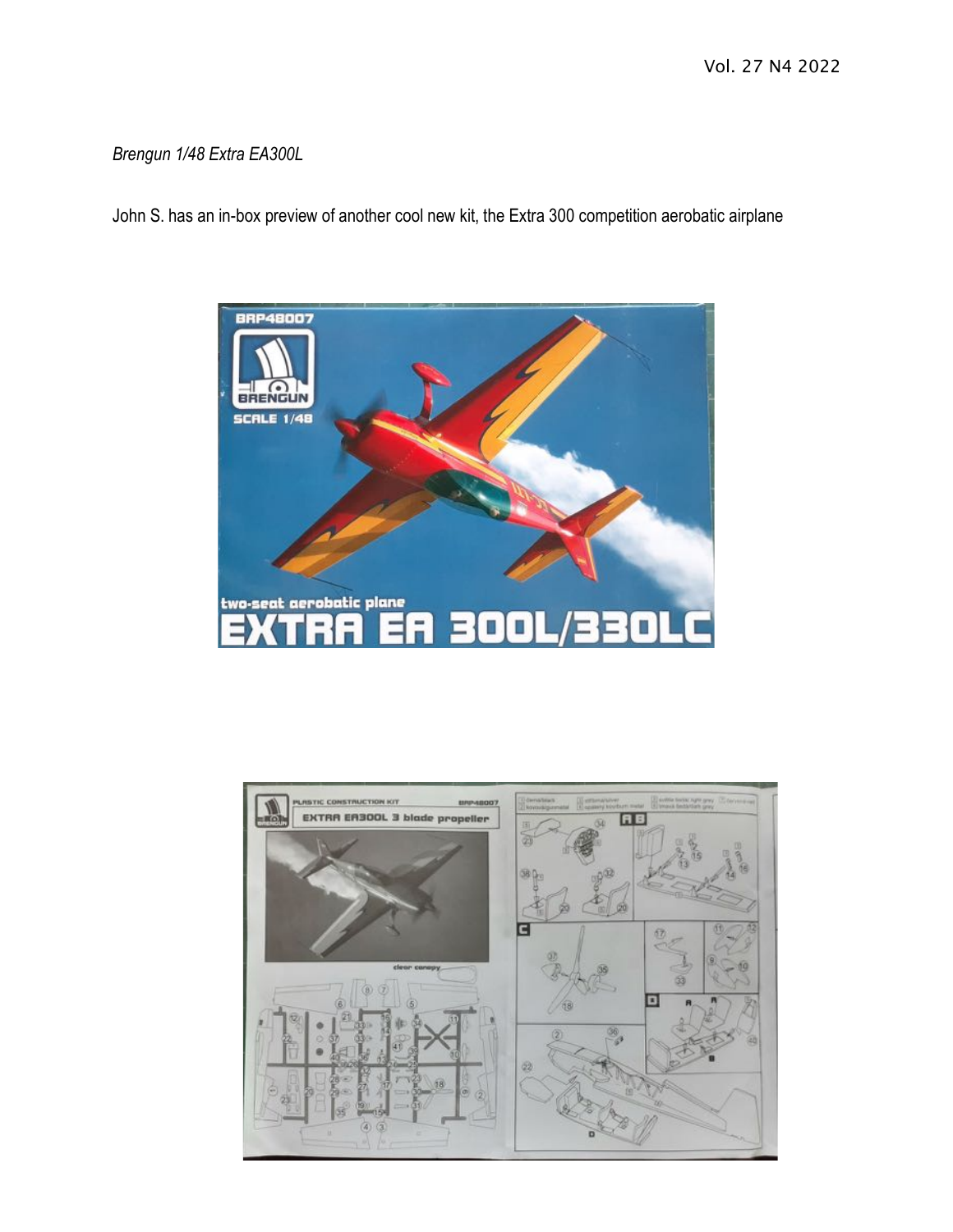*Brengun 1/48 Extra EA300L*

John S. has an in-box preview of another cool new kit, the Extra 300 competition aerobatic airplane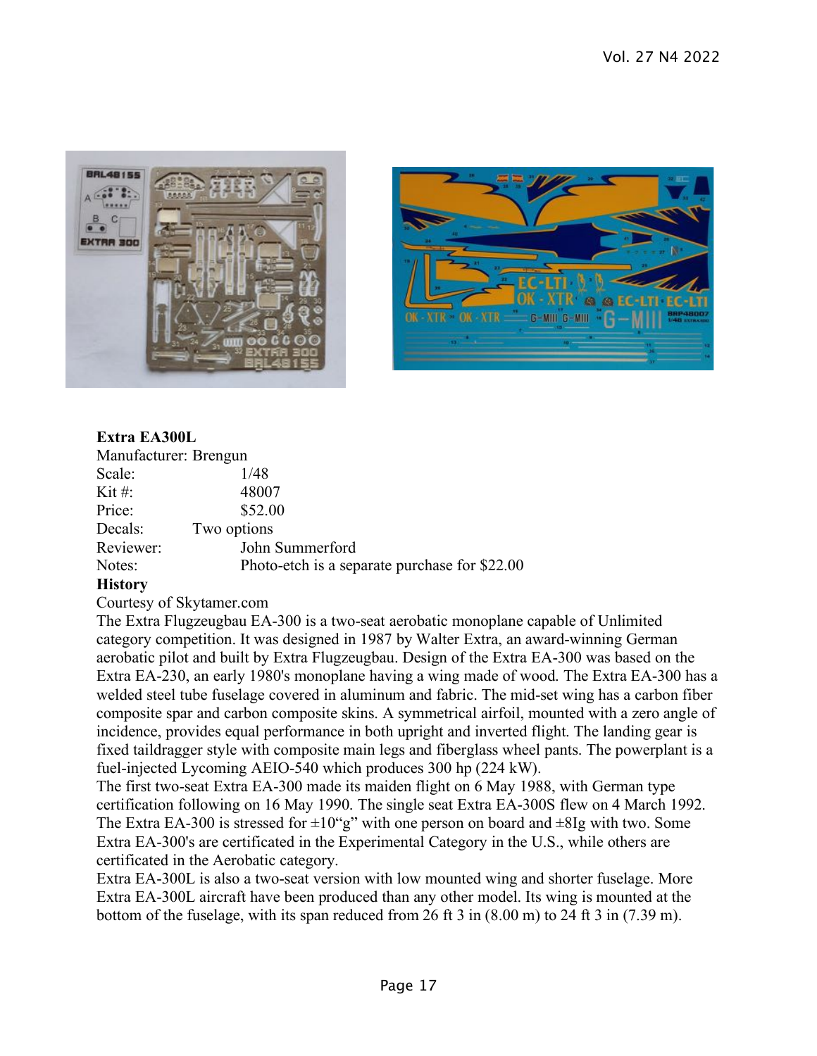**Extra EA300L**

Manufacturer: Brengun

| | |
|---|---|
| Scale: | 1/48 |
| Kit #: | 48007 |
| Price: | $52.00 |
| Decals: | Two options |
| Reviewer: | John Summerford |
| Notes: | Photo-etch is a separate purchase for $22.00 |

**History**

Courtesy of Skytamer.com

The Extra Flugzeugbau EA-300 is a two-seat aerobatic monoplane capable of Unlimited category competition. It was designed in 1987 by Walter Extra, an award-winning German aerobatic pilot and built by Extra Flugzeugbau. Design of the Extra EA-300 was based on the Extra EA-230, an early 1980's monoplane having a wing made of wood. The Extra EA-300 has a welded steel tube fuselage covered in aluminum and fabric. The mid-set wing has a carbon fiber composite spar and carbon composite skins. A symmetrical airfoil, mounted with a zero angle of incidence, provides equal performance in both upright and inverted flight. The landing gear is fixed taildragger style with composite main legs and fiberglass wheel pants. The powerplant is a fuel-injected Lycoming AEIO-540 which produces 300 hp (224 kW).

The first two-seat Extra EA-300 made its maiden flight on 6 May 1988, with German type certification following on 16 May 1990. The single seat Extra EA-300S flew on 4 March 1992. The Extra EA-300 is stressed for ±10"g" with one person on board and ±8Ig with two. Some Extra EA-300's are certificated in the Experimental Category in the U.S., while others are certificated in the Aerobatic category.

Extra EA-300L is also a two-seat version with low mounted wing and shorter fuselage. More Extra EA-300L aircraft have been produced than any other model. Its wing is mounted at the bottom of the fuselage, with its span reduced from 26 ft 3 in (8.00 m) to 24 ft 3 in (7.39 m).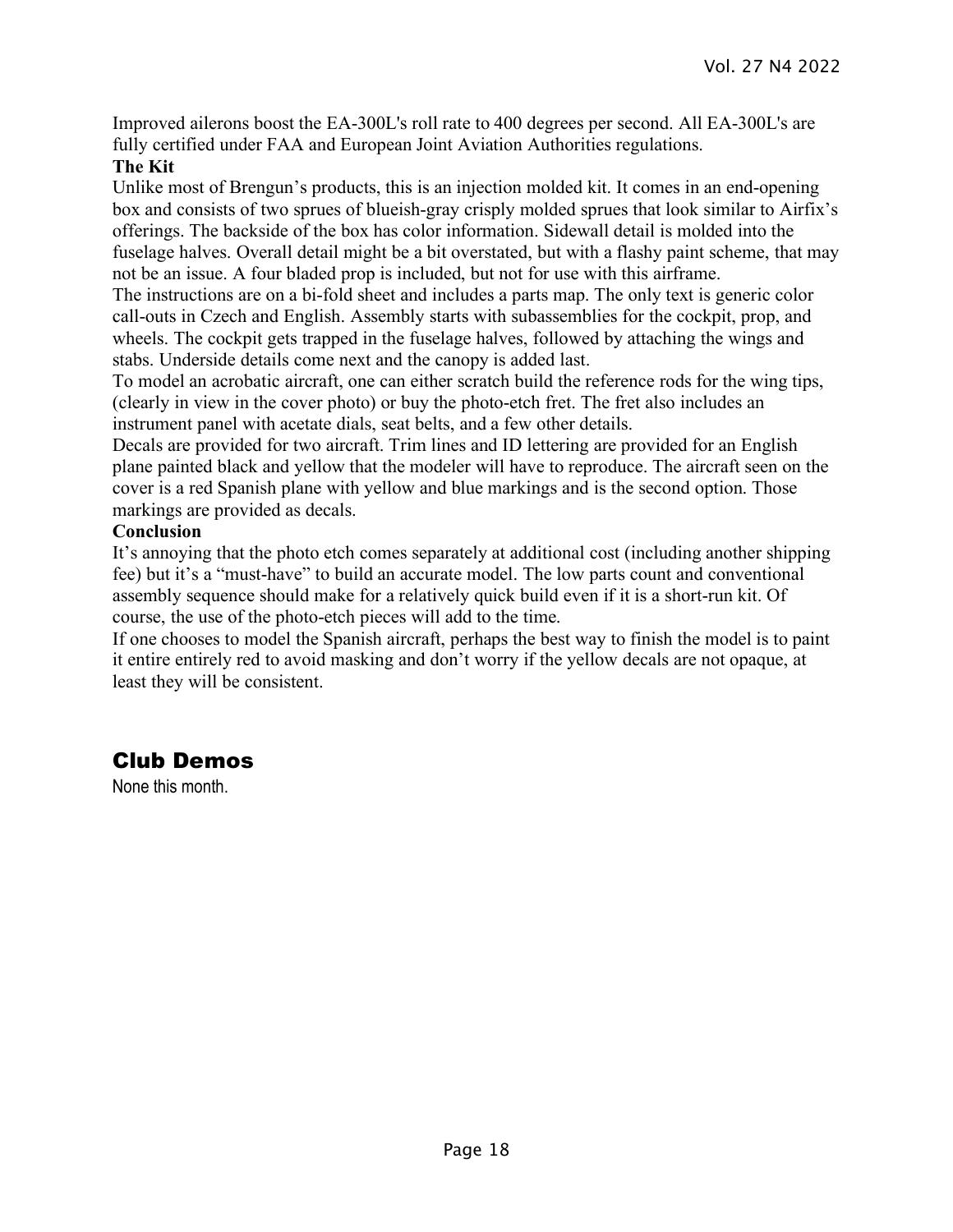Improved ailerons boost the EA-300L's roll rate to 400 degrees per second. All EA-300L's are fully certified under FAA and European Joint Aviation Authorities regulations.

**The Kit**

Unlike most of Brengun's products, this is an injection molded kit. It comes in an end-opening box and consists of two sprues of blueish-gray crisply molded sprues that look similar to Airfix's offerings. The backside of the box has color information. Sidewall detail is molded into the fuselage halves. Overall detail might be a bit overstated, but with a flashy paint scheme, that may not be an issue. A four bladed prop is included, but not for use with this airframe.

The instructions are on a bi-fold sheet and includes a parts map. The only text is generic color call-outs in Czech and English. Assembly starts with subassemblies for the cockpit, prop, and wheels. The cockpit gets trapped in the fuselage halves, followed by attaching the wings and stabs. Underside details come next and the canopy is added last.

To model an acrobatic aircraft, one can either scratch build the reference rods for the wing tips, (clearly in view in the cover photo) or buy the photo-etch fret. The fret also includes an instrument panel with acetate dials, seat belts, and a few other details.

Decals are provided for two aircraft. Trim lines and ID lettering are provided for an English plane painted black and yellow that the modeler will have to reproduce. The aircraft seen on the cover is a red Spanish plane with yellow and blue markings and is the second option. Those markings are provided as decals.

**Conclusion**

It's annoying that the photo etch comes separately at additional cost (including another shipping fee) but it's a "must-have" to build an accurate model. The low parts count and conventional assembly sequence should make for a relatively quick build even if it is a short-run kit. Of course, the use of the photo-etch pieces will add to the time.

If one chooses to model the Spanish aircraft, perhaps the best way to finish the model is to paint it entire entirely red to avoid masking and don't worry if the yellow decals are not opaque, at least they will be consistent.

## Club Demos

None this month.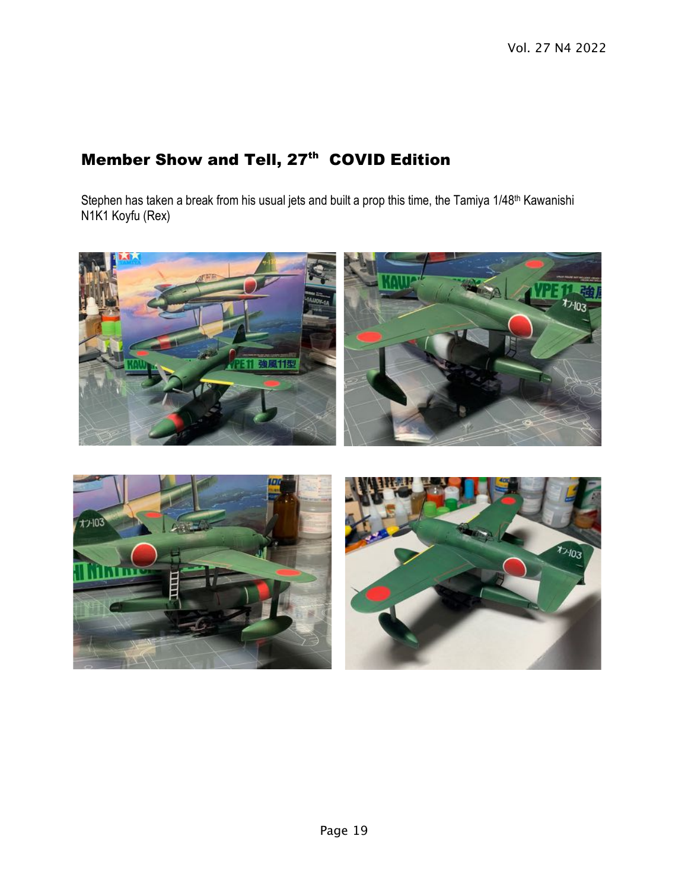## Member Show and Tell, 27th COVID Edition

Stephen has taken a break from his usual jets and built a prop this time, the Tamiya 1/48th Kawanishi N1K1 Koyfu (Rex)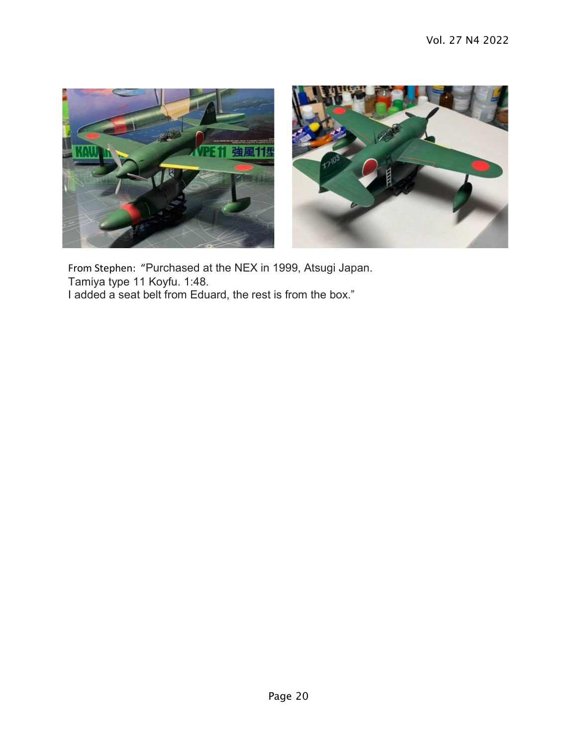From Stephen: "Purchased at the NEX in 1999, Atsugi Japan.
Tamiya type 11 Koyfu. 1:48.
I added a seat belt from Eduard, the rest is from the box."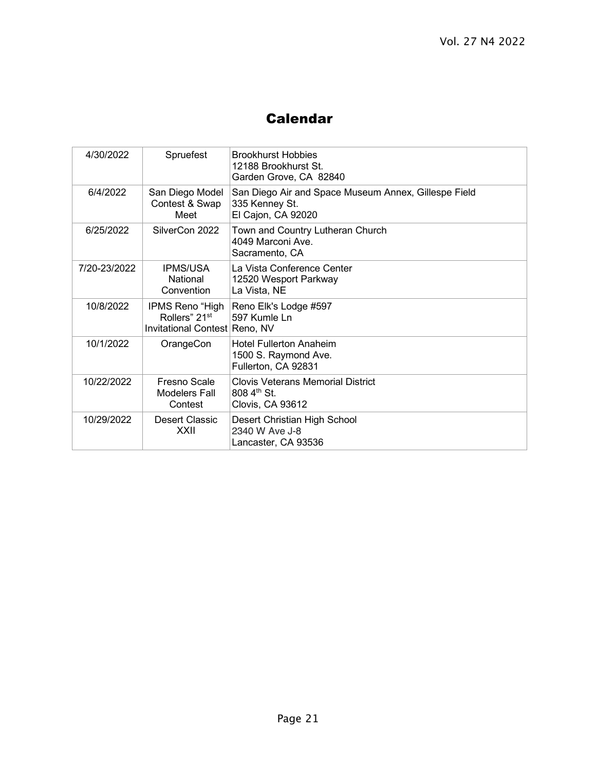# Calendar

| | | |
|---|---|---|
| 4/30/2022 | Spruefest | Brookhurst Hobbies<br>12188 Brookhurst St.<br>Garden Grove, CA 82840 |
| 6/4/2022 | San Diego Model Contest & Swap Meet | San Diego Air and Space Museum Annex, Gillespe Field<br>335 Kenney St.<br>El Cajon, CA 92020 |
| 6/25/2022 | SilverCon 2022 | Town and Country Lutheran Church<br>4049 Marconi Ave.<br>Sacramento, CA |
| 7/20-23/2022 | IPMS/USA National Convention | La Vista Conference Center<br>12520 Wesport Parkway<br>La Vista, NE |
| 10/8/2022 | IPMS Reno "High Rollers" 21st Invitational Contest | Reno Elk's Lodge #597<br>597 Kumle Ln<br>Reno, NV |
| 10/1/2022 | OrangeCon | Hotel Fullerton Anaheim<br>1500 S. Raymond Ave.<br>Fullerton, CA 92831 |
| 10/22/2022 | Fresno Scale Modelers Fall Contest | Clovis Veterans Memorial District<br>808 4th St.<br>Clovis, CA 93612 |
| 10/29/2022 | Desert Classic XXII | Desert Christian High School<br>2340 W Ave J-8<br>Lancaster, CA 93536 |